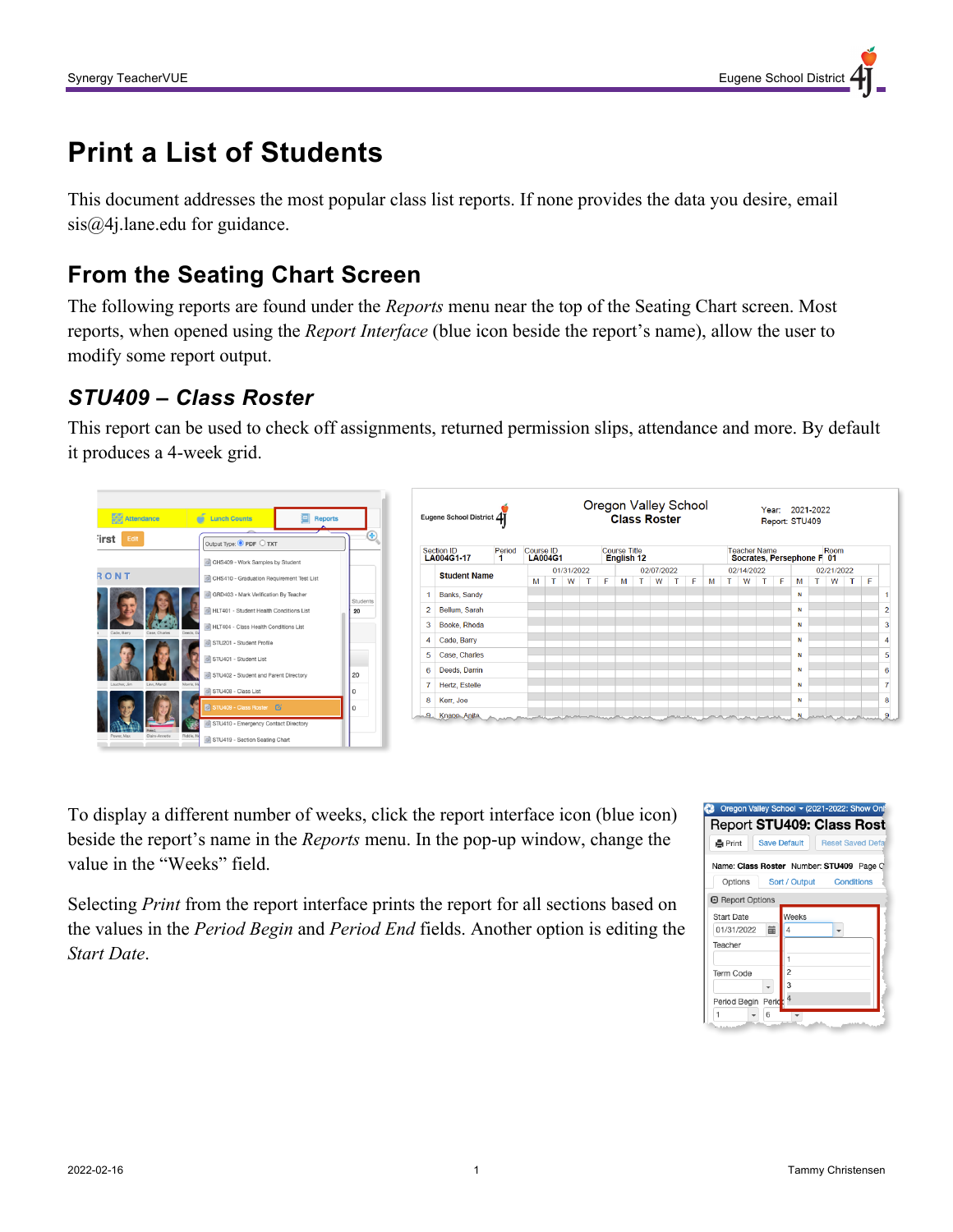# Print a List of Students

This document addresses the most popular class list reports. If none provides the data you desire, email sis@4j.lane.edu for guidance.

## From the Seating Chart Screen

The following reports are found under the *Reports* menu near the top of the Seating Chart screen. Most reports, when opened using the *Report Interface* (blue icon beside the report's name), allow the user to modify some report output.

### *STU409 – Class Roster*

This report can be used to check off assignments, returned permission slips, attendance and more. By default it produces a 4-week grid.

To display a different number of weeks, click the report interface icon (blue icon) beside the report's name in the *Reports* menu. In the pop-up window, change the value in the "Weeks" field.

Selecting *Print* from the report interface prints the report for all sections based on the values in the *Period Begin* and *Period End* fields. Another option is editing the *Start Date*.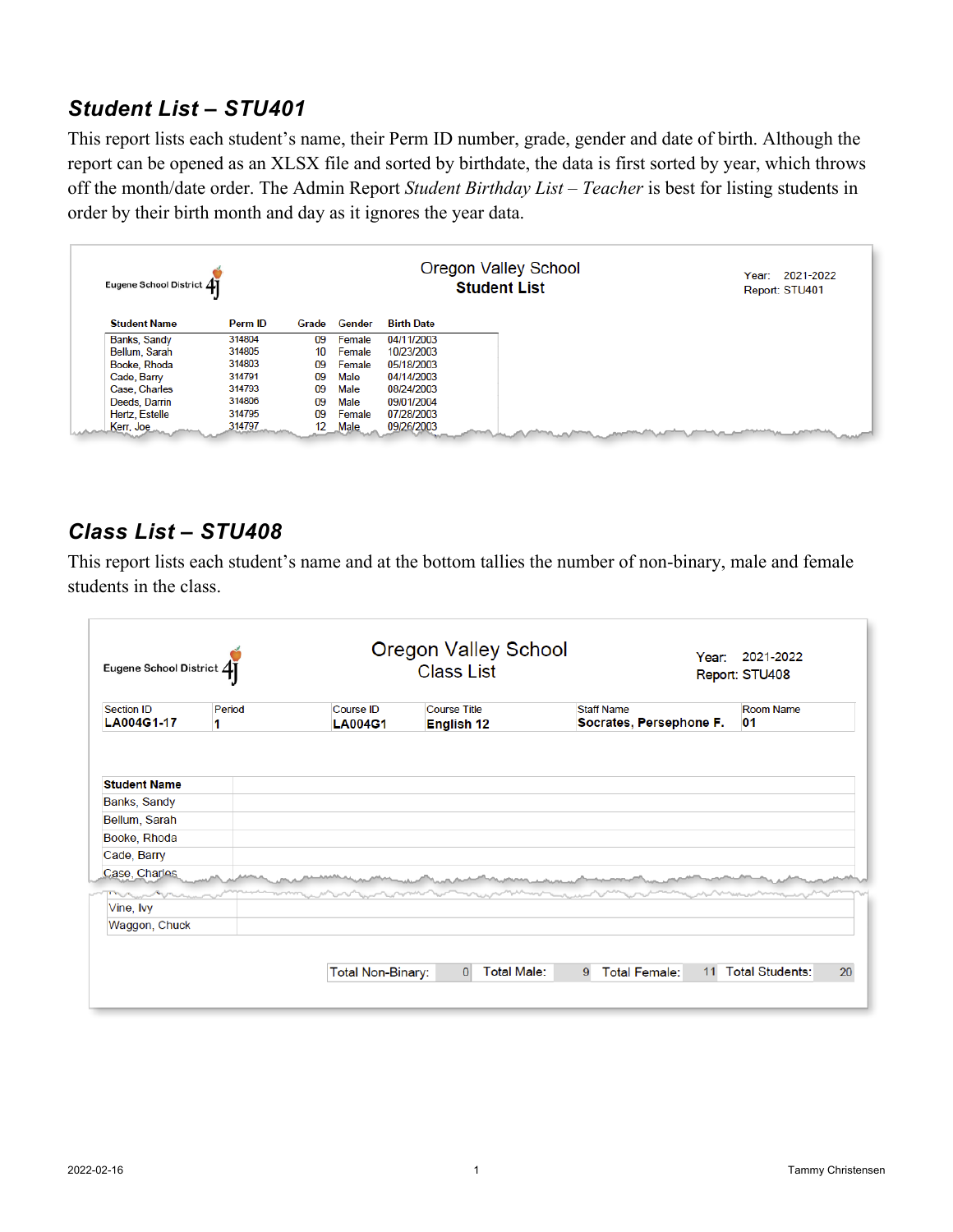## *Student List – STU401*

This report lists each student's name, their Perm ID number, grade, gender and date of birth. Although the report can be opened as an XLSX file and sorted by birthdate, the data is first sorted by year, which throws off the month/date order. The Admin Report *Student Birthday List – Teacher* is best for listing students in order by their birth month and day as it ignores the year data.

Eugene School District 4J

Oregon Valley School
**Student List**

Year: 2021-2022
Report: STU401

| Student Name | Perm ID | Grade | Gender | Birth Date |
|---|---|---|---|---|
| Banks, Sandy | 314804 | 09 | Female | 04/11/2003 |
| Bellum, Sarah | 314805 | 10 | Female | 10/23/2003 |
| Booke, Rhoda | 314803 | 09 | Female | 05/18/2003 |
| Cade, Barry | 314791 | 09 | Male | 04/14/2003 |
| Case, Charles | 314793 | 09 | Male | 08/24/2003 |
| Deeds, Darrin | 314806 | 09 | Male | 09/01/2004 |
| Hertz, Estelle | 314795 | 09 | Female | 07/28/2003 |
| Kerr, Joe | 314797 | 12 | Male | 09/26/2003 |

## *Class List – STU408*

This report lists each student's name and at the bottom tallies the number of non-binary, male and female students in the class.

Eugene School District 4J

Oregon Valley School
Class List

Year: 2021-2022
Report: STU408

| Section ID | Period | Course ID | Course Title | Staff Name | Room Name |
|---|---|---|---|---|---|
| LA004G1-17 | 1 | LA004G1 | English 12 | Socrates, Persephone F. | 01 |

| Student Name |
|---|
| Banks, Sandy |
| Bellum, Sarah |
| Booke, Rhoda |
| Cade, Barry |
| Case, Charles |
| Vine, Ivy |
| Waggon, Chuck |

| Total Non-Binary: | 0 | Total Male: | 9 | Total Female: | 11 | Total Students: | 20 |
|---|---|---|---|---|---|---|---|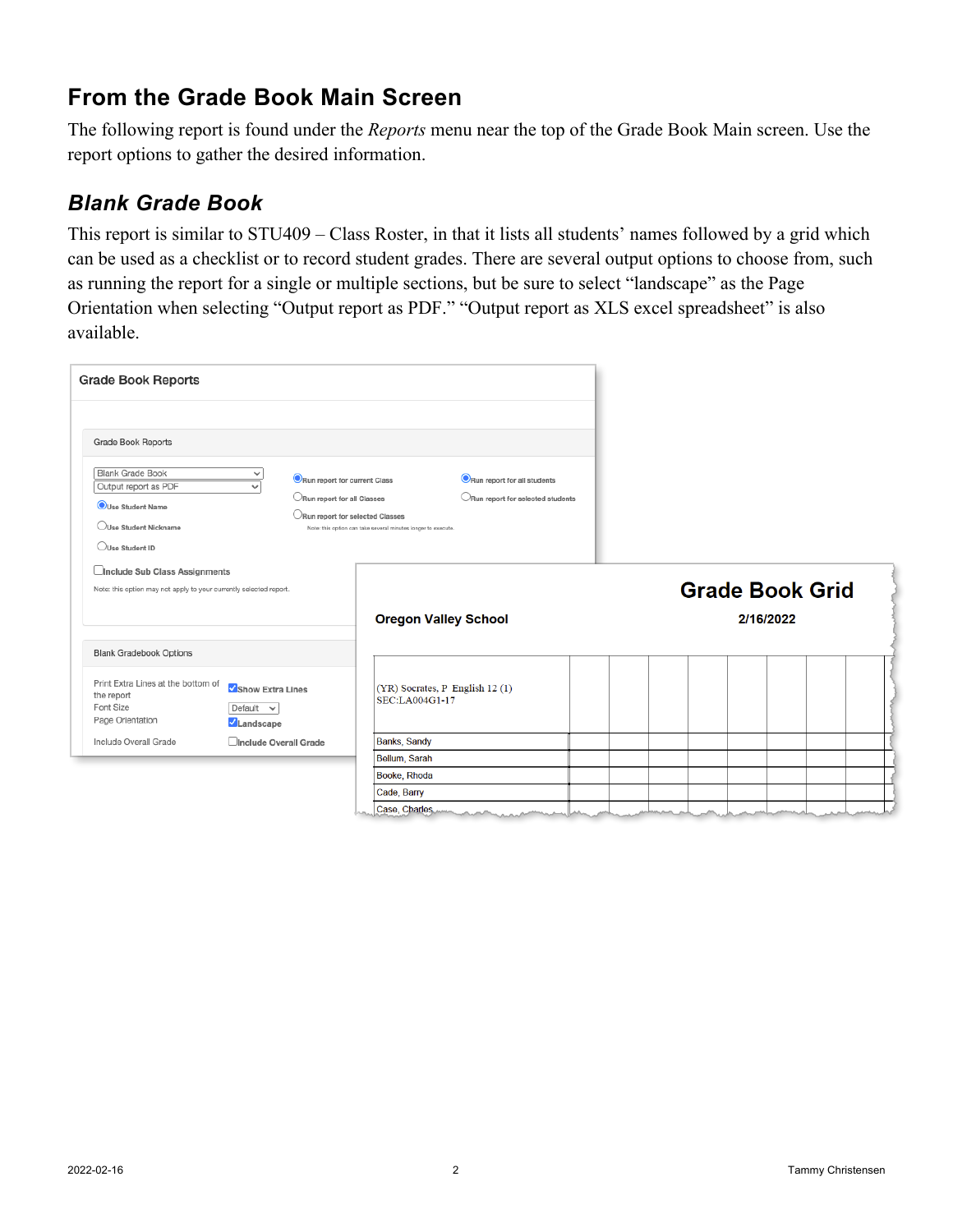## From the Grade Book Main Screen

The following report is found under the *Reports* menu near the top of the Grade Book Main screen. Use the report options to gather the desired information.

### *Blank Grade Book*

This report is similar to STU409 – Class Roster, in that it lists all students' names followed by a grid which can be used as a checklist or to record student grades. There are several output options to choose from, such as running the report for a single or multiple sections, but be sure to select "landscape" as the Page Orientation when selecting "Output report as PDF." "Output report as XLS excel spreadsheet" is also available.

Grade Book Reports

Grade Book Reports

Blank Grade Book
Output report as PDF
Use Student Name
Use Student Nickname
Use Student ID
Run report for current Class
Run report for all Classes
Run report for selected Classes
Note: this option can take several minutes longer to execute.
Run report for all students
Run report for selected students
Include Sub Class Assignments
Note: this option may not apply to your currently selected report.

Blank Gradebook Options

Print Extra Lines at the bottom of the report — Show Extra Lines
Font Size — Default
Page Orientation — Landscape
Include Overall Grade — Include Overall Grade

Grade Book Grid

Oregon Valley School

2/16/2022

(YR) Socrates, P English 12 (1)
SEC:LA004G1-17

Banks, Sandy
Bellum, Sarah
Booke, Rhoda
Cade, Barry
Case, Charles